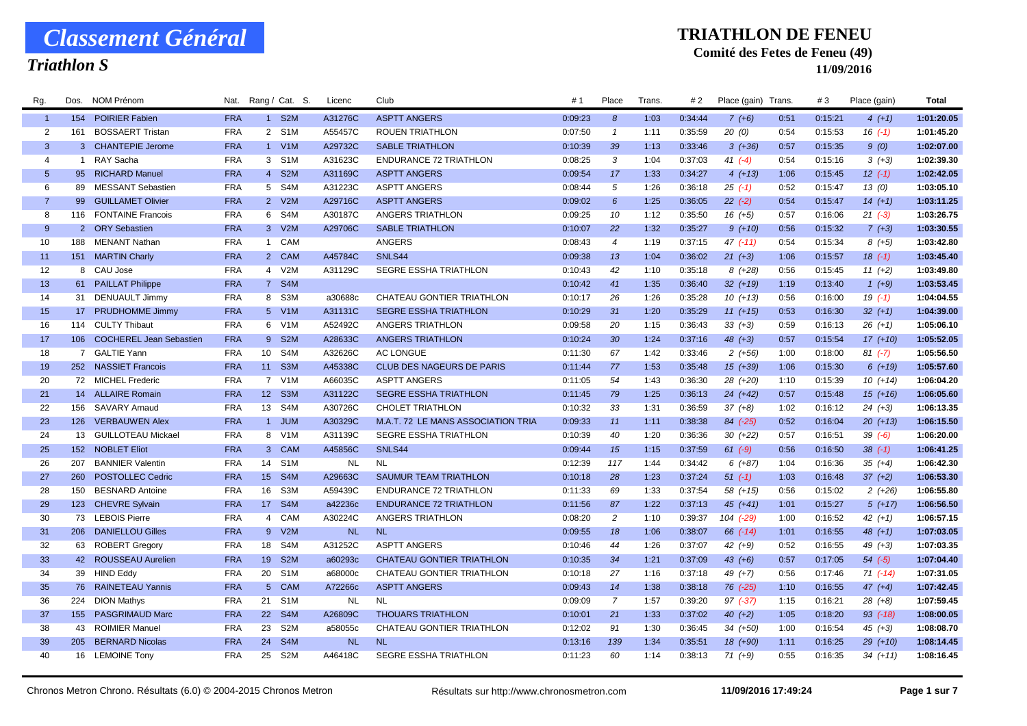# Classement Général

## Triathlon S

## TRIATHLON DE FENEU

**Comité des Fetes de Feneu (49)**

**11/09/2016**

| Rg. | Dos. | NOM Prénom | Nat. | Rang / Cat. S. | | Licenc | Club | # 1 | Place | Trans. | # 2 | Place (gain) | Trans. | # 3 | Place (gain) | Total |
|---|---|---|---|---|---|---|---|---|---|---|---|---|---|---|---|---|
| 1 | 154 | POIRIER Fabien | FRA | 1 | S2M | A31276C | ASPTT ANGERS | 0:09:23 | 8 | 1:03 | 0:34:44 | 7 (+6) | 0:51 | 0:15:21 | 4 (+1) | 1:01:20.05 |
| 2 | 161 | BOSSAERT Tristan | FRA | 2 | S1M | A55457C | ROUEN TRIATHLON | 0:07:50 | 1 | 1:11 | 0:35:59 | 20 (0) | 0:54 | 0:15:53 | 16 (-1) | 1:01:45.20 |
| 3 | 3 | CHANTEPIE Jerome | FRA | 1 | V1M | A29732C | SABLE TRIATHLON | 0:10:39 | 39 | 1:13 | 0:33:46 | 3 (+36) | 0:57 | 0:15:35 | 9 (0) | 1:02:07.00 |
| 4 | 1 | RAY Sacha | FRA | 3 | S1M | A31623C | ENDURANCE 72 TRIATHLON | 0:08:25 | 3 | 1:04 | 0:37:03 | 41 (-4) | 0:54 | 0:15:16 | 3 (+3) | 1:02:39.30 |
| 5 | 95 | RICHARD Manuel | FRA | 4 | S2M | A31169C | ASPTT ANGERS | 0:09:54 | 17 | 1:33 | 0:34:27 | 4 (+13) | 1:06 | 0:15:45 | 12 (-1) | 1:02:42.05 |
| 6 | 89 | MESSANT Sebastien | FRA | 5 | S4M | A31223C | ASPTT ANGERS | 0:08:44 | 5 | 1:26 | 0:36:18 | 25 (-1) | 0:52 | 0:15:47 | 13 (0) | 1:03:05.10 |
| 7 | 99 | GUILLAMET Olivier | FRA | 2 | V2M | A29716C | ASPTT ANGERS | 0:09:02 | 6 | 1:25 | 0:36:05 | 22 (-2) | 0:54 | 0:15:47 | 14 (+1) | 1:03:11.25 |
| 8 | 116 | FONTAINE Francois | FRA | 6 | S4M | A30187C | ANGERS TRIATHLON | 0:09:25 | 10 | 1:12 | 0:35:50 | 16 (+5) | 0:57 | 0:16:06 | 21 (-3) | 1:03:26.75 |
| 9 | 2 | ORY Sebastien | FRA | 3 | V2M | A29706C | SABLE TRIATHLON | 0:10:07 | 22 | 1:32 | 0:35:27 | 9 (+10) | 0:56 | 0:15:32 | 7 (+3) | 1:03:30.55 |
| 10 | 188 | MENANT Nathan | FRA | 1 | CAM | | ANGERS | 0:08:43 | 4 | 1:19 | 0:37:15 | 47 (-11) | 0:54 | 0:15:34 | 8 (+5) | 1:03:42.80 |
| 11 | 151 | MARTIN Charly | FRA | 2 | CAM | A45784C | SNLS44 | 0:09:38 | 13 | 1:04 | 0:36:02 | 21 (+3) | 1:06 | 0:15:57 | 18 (-1) | 1:03:45.40 |
| 12 | 8 | CAU Jose | FRA | 4 | V2M | A31129C | SEGRE ESSHA TRIATHLON | 0:10:43 | 42 | 1:10 | 0:35:18 | 8 (+28) | 0:56 | 0:15:45 | 11 (+2) | 1:03:49.80 |
| 13 | 61 | PAILLAT Philippe | FRA | 7 | S4M | | | 0:10:42 | 41 | 1:35 | 0:36:40 | 32 (+19) | 1:19 | 0:13:40 | 1 (+9) | 1:03:53.45 |
| 14 | 31 | DENUAULT Jimmy | FRA | 8 | S3M | a30688c | CHATEAU GONTIER TRIATHLON | 0:10:17 | 26 | 1:26 | 0:35:28 | 10 (+13) | 0:56 | 0:16:00 | 19 (-1) | 1:04:04.55 |
| 15 | 17 | PRUDHOMME Jimmy | FRA | 5 | V1M | A31131C | SEGRE ESSHA TRIATHLON | 0:10:29 | 31 | 1:20 | 0:35:29 | 11 (+15) | 0:53 | 0:16:30 | 32 (+1) | 1:04:39.00 |
| 16 | 114 | CULTY Thibaut | FRA | 6 | V1M | A52492C | ANGERS TRIATHLON | 0:09:58 | 20 | 1:15 | 0:36:43 | 33 (+3) | 0:59 | 0:16:13 | 26 (+1) | 1:05:06.10 |
| 17 | 106 | COCHEREL Jean Sebastien | FRA | 9 | S2M | A28633C | ANGERS TRIATHLON | 0:10:24 | 30 | 1:24 | 0:37:16 | 48 (+3) | 0:57 | 0:15:54 | 17 (+10) | 1:05:52.05 |
| 18 | 7 | GALTIE Yann | FRA | 10 | S4M | A32626C | AC LONGUE | 0:11:30 | 67 | 1:42 | 0:33:46 | 2 (+56) | 1:00 | 0:18:00 | 81 (-7) | 1:05:56.50 |
| 19 | 252 | NASSIET Francois | FRA | 11 | S3M | A45338C | CLUB DES NAGEURS DE PARIS | 0:11:44 | 77 | 1:53 | 0:35:48 | 15 (+39) | 1:06 | 0:15:30 | 6 (+19) | 1:05:57.60 |
| 20 | 72 | MICHEL Frederic | FRA | 7 | V1M | A66035C | ASPTT ANGERS | 0:11:05 | 54 | 1:43 | 0:36:30 | 28 (+20) | 1:10 | 0:15:39 | 10 (+14) | 1:06:04.20 |
| 21 | 14 | ALLAIRE Romain | FRA | 12 | S3M | A31122C | SEGRE ESSHA TRIATHLON | 0:11:45 | 79 | 1:25 | 0:36:13 | 24 (+42) | 0:57 | 0:15:48 | 15 (+16) | 1:06:05.60 |
| 22 | 156 | SAVARY Arnaud | FRA | 13 | S4M | A30726C | CHOLET TRIATHLON | 0:10:32 | 33 | 1:31 | 0:36:59 | 37 (+8) | 1:02 | 0:16:12 | 24 (+3) | 1:06:13.35 |
| 23 | 126 | VERBAUWEN Alex | FRA | 1 | JUM | A30329C | M.A.T. 72 LE MANS ASSOCIATION TRIA | 0:09:33 | 11 | 1:11 | 0:38:38 | 84 (-25) | 0:52 | 0:16:04 | 20 (+13) | 1:06:15.50 |
| 24 | 13 | GUILLOTEAU Mickael | FRA | 8 | V1M | A31139C | SEGRE ESSHA TRIATHLON | 0:10:39 | 40 | 1:20 | 0:36:36 | 30 (+22) | 0:57 | 0:16:51 | 39 (-6) | 1:06:20.00 |
| 25 | 152 | NOBLET Eliot | FRA | 3 | CAM | A45856C | SNLS44 | 0:09:44 | 15 | 1:15 | 0:37:59 | 61 (-9) | 0:56 | 0:16:50 | 38 (-1) | 1:06:41.25 |
| 26 | 207 | BANNIER Valentin | FRA | 14 | S1M | NL | NL | 0:12:39 | 117 | 1:44 | 0:34:42 | 6 (+87) | 1:04 | 0:16:36 | 35 (+4) | 1:06:42.30 |
| 27 | 260 | POSTOLLEC Cedric | FRA | 15 | S4M | A29663C | SAUMUR TEAM TRIATHLON | 0:10:18 | 28 | 1:23 | 0:37:24 | 51 (-1) | 1:03 | 0:16:48 | 37 (+2) | 1:06:53.30 |
| 28 | 150 | BESNARD Antoine | FRA | 16 | S3M | A59439C | ENDURANCE 72 TRIATHLON | 0:11:33 | 69 | 1:33 | 0:37:54 | 58 (+15) | 0:56 | 0:15:02 | 2 (+26) | 1:06:55.80 |
| 29 | 123 | CHEVRE Sylvain | FRA | 17 | S4M | a42236c | ENDURANCE 72 TRIATHLON | 0:11:56 | 87 | 1:22 | 0:37:13 | 45 (+41) | 1:01 | 0:15:27 | 5 (+17) | 1:06:56.50 |
| 30 | 73 | LEBOIS Pierre | FRA | 4 | CAM | A30224C | ANGERS TRIATHLON | 0:08:20 | 2 | 1:10 | 0:39:37 | 104 (-29) | 1:00 | 0:16:52 | 42 (+1) | 1:06:57.15 |
| 31 | 206 | DANIELLOU Gilles | FRA | 9 | V2M | NL | NL | 0:09:55 | 18 | 1:06 | 0:38:07 | 66 (-14) | 1:01 | 0:16:55 | 48 (+1) | 1:07:03.05 |
| 32 | 63 | ROBERT Gregory | FRA | 18 | S4M | A31252C | ASPTT ANGERS | 0:10:46 | 44 | 1:26 | 0:37:07 | 42 (+9) | 0:52 | 0:16:55 | 49 (+3) | 1:07:03.35 |
| 33 | 42 | ROUSSEAU Aurelien | FRA | 19 | S2M | a60293c | CHATEAU GONTIER TRIATHLON | 0:10:35 | 34 | 1:21 | 0:37:09 | 43 (+6) | 0:57 | 0:17:05 | 54 (-5) | 1:07:04.40 |
| 34 | 39 | HIND Eddy | FRA | 20 | S1M | a68000c | CHATEAU GONTIER TRIATHLON | 0:10:18 | 27 | 1:16 | 0:37:18 | 49 (+7) | 0:56 | 0:17:46 | 71 (-14) | 1:07:31.05 |
| 35 | 76 | RAINETEAU Yannis | FRA | 5 | CAM | A72266c | ASPTT ANGERS | 0:09:43 | 14 | 1:38 | 0:38:18 | 76 (-25) | 1:10 | 0:16:55 | 47 (+4) | 1:07:42.45 |
| 36 | 224 | DION Mathys | FRA | 21 | S1M | NL | NL | 0:09:09 | 7 | 1:57 | 0:39:20 | 97 (-37) | 1:15 | 0:16:21 | 28 (+8) | 1:07:59.45 |
| 37 | 155 | PASGRIMAUD Marc | FRA | 22 | S4M | A26809C | THOUARS TRIATHLON | 0:10:01 | 21 | 1:33 | 0:37:02 | 40 (+2) | 1:05 | 0:18:20 | 93 (-18) | 1:08:00.05 |
| 38 | 43 | ROIMIER Manuel | FRA | 23 | S2M | a58055c | CHATEAU GONTIER TRIATHLON | 0:12:02 | 91 | 1:30 | 0:36:45 | 34 (+50) | 1:00 | 0:16:54 | 45 (+3) | 1:08:08.70 |
| 39 | 205 | BERNARD Nicolas | FRA | 24 | S4M | NL | NL | 0:13:16 | 139 | 1:34 | 0:35:51 | 18 (+90) | 1:11 | 0:16:25 | 29 (+10) | 1:08:14.45 |
| 40 | 16 | LEMOINE Tony | FRA | 25 | S2M | A46418C | SEGRE ESSHA TRIATHLON | 0:11:23 | 60 | 1:14 | 0:38:13 | 71 (+9) | 0:55 | 0:16:35 | 34 (+11) | 1:08:16.45 |

Chronos Metron Chrono. Résultats (6.0) © 2004-2015 Chronos Metron — Résultats sur http://www.chronosmetron.com — 11/09/2016 17:49:24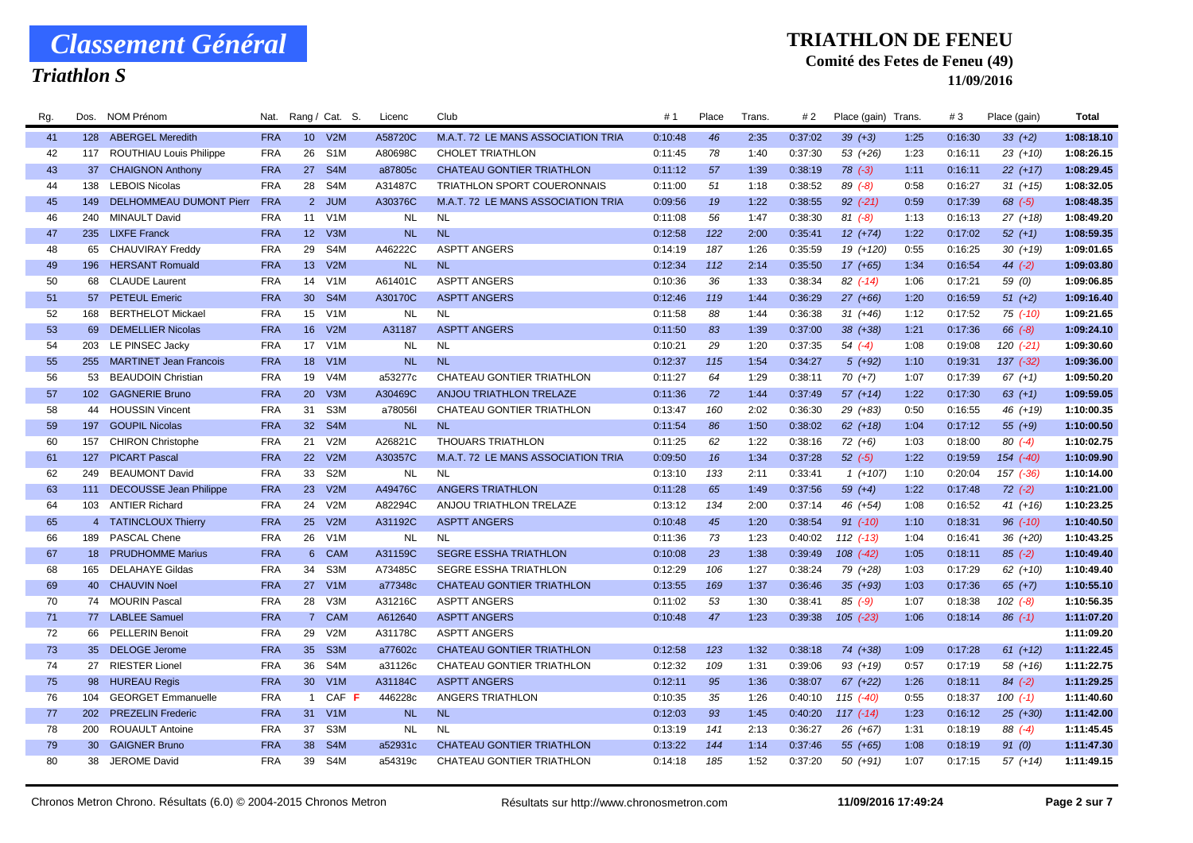# Classement Général

## Triathlon S

**TRIATHLON DE FENEU**
**Comité des Fetes de Feneu (49)**
**11/09/2016**

| Rg. | Dos. | NOM Prénom | Nat. | Rang / Cat. | S. | Licenc | Club | # 1 | Place | Trans. | # 2 | Place (gain) | Trans. | # 3 | Place (gain) | Total |
|---|---|---|---|---|---|---|---|---|---|---|---|---|---|---|---|---|
| 41 | 128 | ABERGEL Meredith | FRA | 10 V2M | | A58720C | M.A.T. 72 LE MANS ASSOCIATION TRIA | 0:10:48 | 46 | 2:35 | 0:37:02 | 39 (+3) | 1:25 | 0:16:30 | 33 (+2) | 1:08:18.10 |
| 42 | 117 | ROUTHIAU Louis Philippe | FRA | 26 S1M | | A80698C | CHOLET TRIATHLON | 0:11:45 | 78 | 1:40 | 0:37:30 | 53 (+26) | 1:23 | 0:16:11 | 23 (+10) | 1:08:26.15 |
| 43 | 37 | CHAIGNON Anthony | FRA | 27 S4M | | a87805c | CHATEAU GONTIER TRIATHLON | 0:11:12 | 57 | 1:39 | 0:38:19 | 78 (-3) | 1:11 | 0:16:11 | 22 (+17) | 1:08:29.45 |
| 44 | 138 | LEBOIS Nicolas | FRA | 28 S4M | | A31487C | TRIATHLON SPORT COUERONNAIS | 0:11:00 | 51 | 1:18 | 0:38:52 | 89 (-8) | 0:58 | 0:16:27 | 31 (+15) | 1:08:32.05 |
| 45 | 149 | DELHOMMEAU DUMONT Pierr | FRA | 2 JUM | | A30376C | M.A.T. 72 LE MANS ASSOCIATION TRIA | 0:09:56 | 19 | 1:22 | 0:38:55 | 92 (-21) | 0:59 | 0:17:39 | 68 (-5) | 1:08:48.35 |
| 46 | 240 | MINAULT David | FRA | 11 V1M | | NL | NL | 0:11:08 | 56 | 1:47 | 0:38:30 | 81 (-8) | 1:13 | 0:16:13 | 27 (+18) | 1:08:49.20 |
| 47 | 235 | LIXFE Franck | FRA | 12 V3M | | NL | NL | 0:12:58 | 122 | 2:00 | 0:35:41 | 12 (+74) | 1:22 | 0:17:02 | 52 (+1) | 1:08:59.35 |
| 48 | 65 | CHAUVIRAY Freddy | FRA | 29 S4M | | A46222C | ASPTT ANGERS | 0:14:19 | 187 | 1:26 | 0:35:59 | 19 (+120) | 0:55 | 0:16:25 | 30 (+19) | 1:09:01.65 |
| 49 | 196 | HERSANT Romuald | FRA | 13 V2M | | NL | NL | 0:12:34 | 112 | 2:14 | 0:35:50 | 17 (+65) | 1:34 | 0:16:54 | 44 (-2) | 1:09:03.80 |
| 50 | 68 | CLAUDE Laurent | FRA | 14 V1M | | A61401C | ASPTT ANGERS | 0:10:36 | 36 | 1:33 | 0:38:34 | 82 (-14) | 1:06 | 0:17:21 | 59 (0) | 1:09:06.85 |
| 51 | 57 | PETEUL Emeric | FRA | 30 S4M | | A30170C | ASPTT ANGERS | 0:12:46 | 119 | 1:44 | 0:36:29 | 27 (+66) | 1:20 | 0:16:59 | 51 (+2) | 1:09:16.40 |
| 52 | 168 | BERTHELOT Mickael | FRA | 15 V1M | | NL | NL | 0:11:58 | 88 | 1:44 | 0:36:38 | 31 (+46) | 1:12 | 0:17:52 | 75 (-10) | 1:09:21.65 |
| 53 | 69 | DEMELLIER Nicolas | FRA | 16 V2M | | A31187 | ASPTT ANGERS | 0:11:50 | 83 | 1:39 | 0:37:00 | 38 (+38) | 1:21 | 0:17:36 | 66 (-8) | 1:09:24.10 |
| 54 | 203 | LE PINSEC Jacky | FRA | 17 V1M | | NL | NL | 0:10:21 | 29 | 1:20 | 0:37:35 | 54 (-4) | 1:08 | 0:19:08 | 120 (-21) | 1:09:30.60 |
| 55 | 255 | MARTINET Jean Francois | FRA | 18 V1M | | NL | NL | 0:12:37 | 115 | 1:54 | 0:34:27 | 5 (+92) | 1:10 | 0:19:31 | 137 (-32) | 1:09:36.00 |
| 56 | 53 | BEAUDOIN Christian | FRA | 19 V4M | | a53277c | CHATEAU GONTIER TRIATHLON | 0:11:27 | 64 | 1:29 | 0:38:11 | 70 (+7) | 1:07 | 0:17:39 | 67 (+1) | 1:09:50.20 |
| 57 | 102 | GAGNERIE Bruno | FRA | 20 V3M | | A30469C | ANJOU TRIATHLON TRELAZE | 0:11:36 | 72 | 1:44 | 0:37:49 | 57 (+14) | 1:22 | 0:17:30 | 63 (+1) | 1:09:59.05 |
| 58 | 44 | HOUSSIN Vincent | FRA | 31 S3M | | a78056l | CHATEAU GONTIER TRIATHLON | 0:13:47 | 160 | 2:02 | 0:36:30 | 29 (+83) | 0:50 | 0:16:55 | 46 (+19) | 1:10:00.35 |
| 59 | 197 | GOUPIL Nicolas | FRA | 32 S4M | | NL | NL | 0:11:54 | 86 | 1:50 | 0:38:02 | 62 (+18) | 1:04 | 0:17:12 | 55 (+9) | 1:10:00.50 |
| 60 | 157 | CHIRON Christophe | FRA | 21 V2M | | A26821C | THOUARS TRIATHLON | 0:11:25 | 62 | 1:22 | 0:38:16 | 72 (+6) | 1:03 | 0:18:00 | 80 (-4) | 1:10:02.75 |
| 61 | 127 | PICART Pascal | FRA | 22 V2M | | A30357C | M.A.T. 72 LE MANS ASSOCIATION TRIA | 0:09:50 | 16 | 1:34 | 0:37:28 | 52 (-5) | 1:22 | 0:19:59 | 154 (-40) | 1:10:09.90 |
| 62 | 249 | BEAUMONT David | FRA | 33 S2M | | NL | NL | 0:13:10 | 133 | 2:11 | 0:33:41 | 1 (+107) | 1:10 | 0:20:04 | 157 (-36) | 1:10:14.00 |
| 63 | 111 | DECOUSSE Jean Philippe | FRA | 23 V2M | | A49476C | ANGERS TRIATHLON | 0:11:28 | 65 | 1:49 | 0:37:56 | 59 (+4) | 1:22 | 0:17:48 | 72 (-2) | 1:10:21.00 |
| 64 | 103 | ANTIER Richard | FRA | 24 V2M | | A82294C | ANJOU TRIATHLON TRELAZE | 0:13:12 | 134 | 2:00 | 0:37:14 | 46 (+54) | 1:08 | 0:16:52 | 41 (+16) | 1:10:23.25 |
| 65 | 4 | TATINCLOUX Thierry | FRA | 25 V2M | | A31192C | ASPTT ANGERS | 0:10:48 | 45 | 1:20 | 0:38:54 | 91 (-10) | 1:10 | 0:18:31 | 96 (-10) | 1:10:40.50 |
| 66 | 189 | PASCAL Chene | FRA | 26 V1M | | NL | NL | 0:11:36 | 73 | 1:23 | 0:40:02 | 112 (-13) | 1:04 | 0:16:41 | 36 (+20) | 1:10:43.25 |
| 67 | 18 | PRUDHOMME Marius | FRA | 6 CAM | | A31159C | SEGRE ESSHA TRIATHLON | 0:10:08 | 23 | 1:38 | 0:39:49 | 108 (-42) | 1:05 | 0:18:11 | 85 (-2) | 1:10:49.40 |
| 68 | 165 | DELAHAYE Gildas | FRA | 34 S3M | | A73485C | SEGRE ESSHA TRIATHLON | 0:12:29 | 106 | 1:27 | 0:38:24 | 79 (+28) | 1:03 | 0:17:29 | 62 (+10) | 1:10:49.40 |
| 69 | 40 | CHAUVIN Noel | FRA | 27 V1M | | a77348c | CHATEAU GONTIER TRIATHLON | 0:13:55 | 169 | 1:37 | 0:36:46 | 35 (+93) | 1:03 | 0:17:36 | 65 (+7) | 1:10:55.10 |
| 70 | 74 | MOURIN Pascal | FRA | 28 V3M | | A31216C | ASPTT ANGERS | 0:11:02 | 53 | 1:30 | 0:38:41 | 85 (-9) | 1:07 | 0:18:38 | 102 (-8) | 1:10:56.35 |
| 71 | 77 | LABLEE Samuel | FRA | 7 CAM | | A612640 | ASPTT ANGERS | 0:10:48 | 47 | 1:23 | 0:39:38 | 105 (-23) | 1:06 | 0:18:14 | 86 (-1) | 1:11:07.20 |
| 72 | 66 | PELLERIN Benoit | FRA | 29 V2M | | A31178C | ASPTT ANGERS | | | | | | | | | 1:11:09.20 |
| 73 | 35 | DELOGE Jerome | FRA | 35 S3M | | a77602c | CHATEAU GONTIER TRIATHLON | 0:12:58 | 123 | 1:32 | 0:38:18 | 74 (+38) | 1:09 | 0:17:28 | 61 (+12) | 1:11:22.45 |
| 74 | 27 | RIESTER Lionel | FRA | 36 S4M | | a31126c | CHATEAU GONTIER TRIATHLON | 0:12:32 | 109 | 1:31 | 0:39:06 | 93 (+19) | 0:57 | 0:17:19 | 58 (+16) | 1:11:22.75 |
| 75 | 98 | HUREAU Regis | FRA | 30 V1M | | A31184C | ASPTT ANGERS | 0:12:11 | 95 | 1:36 | 0:38:07 | 67 (+22) | 1:26 | 0:18:11 | 84 (-2) | 1:11:29.25 |
| 76 | 104 | GEORGET Emmanuelle | FRA | 1 CAF | F | 446228c | ANGERS TRIATHLON | 0:10:35 | 35 | 1:26 | 0:40:10 | 115 (-40) | 0:55 | 0:18:37 | 100 (-1) | 1:11:40.60 |
| 77 | 202 | PREZELIN Frederic | FRA | 31 V1M | | NL | NL | 0:12:03 | 93 | 1:45 | 0:40:20 | 117 (-14) | 1:23 | 0:16:12 | 25 (+30) | 1:11:42.00 |
| 78 | 200 | ROUAULT Antoine | FRA | 37 S3M | | NL | NL | 0:13:19 | 141 | 2:13 | 0:36:27 | 26 (+67) | 1:31 | 0:18:19 | 88 (-4) | 1:11:45.45 |
| 79 | 30 | GAIGNER Bruno | FRA | 38 S4M | | a52931c | CHATEAU GONTIER TRIATHLON | 0:13:22 | 144 | 1:14 | 0:37:46 | 55 (+65) | 1:08 | 0:18:19 | 91 (0) | 1:11:47.30 |
| 80 | 38 | JEROME David | FRA | 39 S4M | | a54319c | CHATEAU GONTIER TRIATHLON | 0:14:18 | 185 | 1:52 | 0:37:20 | 50 (+91) | 1:07 | 0:17:15 | 57 (+14) | 1:11:49.15 |

Chronos Metron Chrono. Résultats (6.0) © 2004-2015 Chronos Metron — Résultats sur http://www.chronosmetron.com — 11/09/2016 17:49:24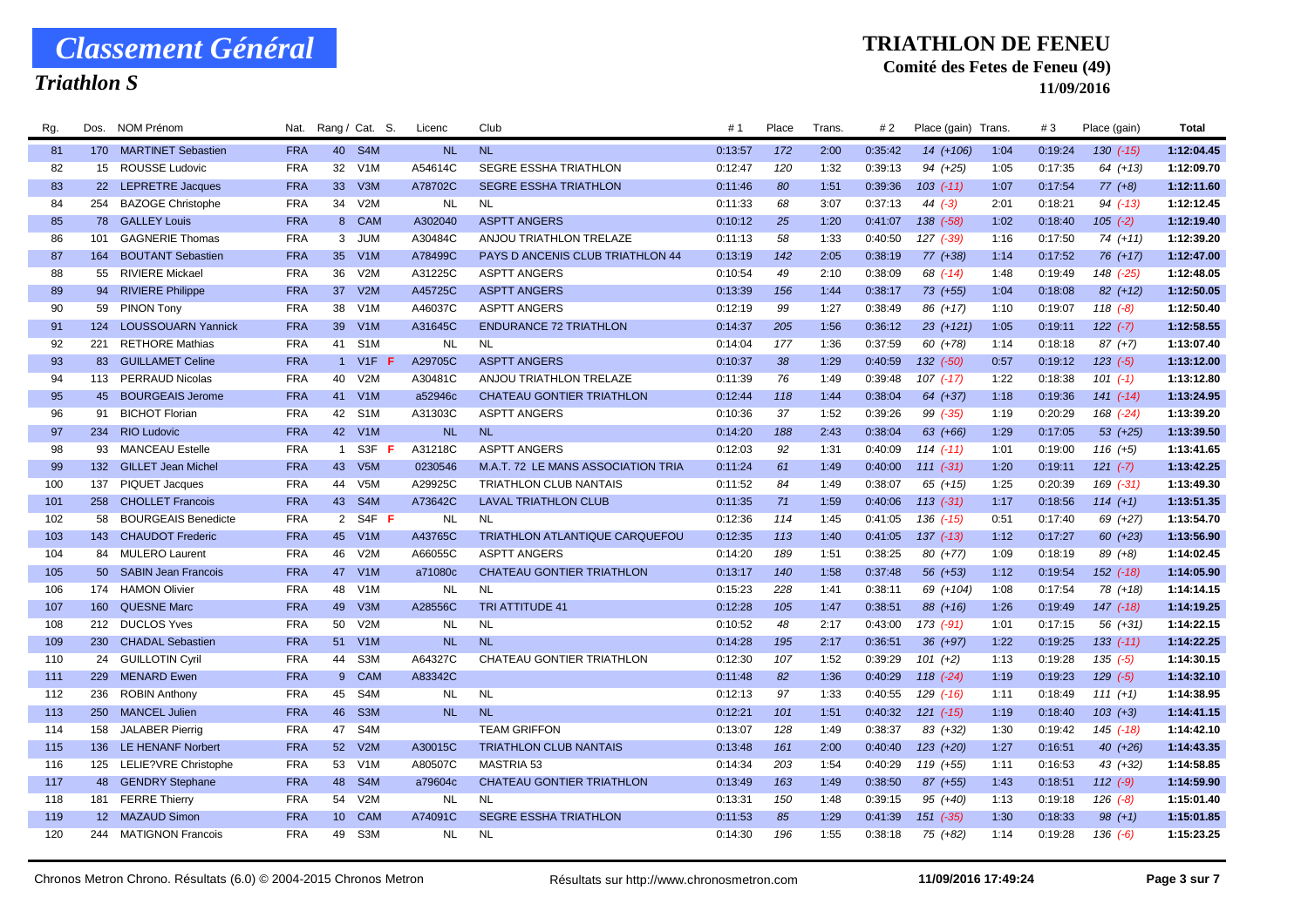# Classement Général

## Triathlon S

## TRIATHLON DE FENEU

**Comité des Fetes de Feneu (49)**

**11/09/2016**

| Rg. | Dos. | NOM Prénom | Nat. | Rang / Cat. | S. | Licenc | Club | #1 | Place | Trans. | #2 | Place (gain) | Trans. | #3 | Place (gain) | Total |
|---|---|---|---|---|---|---|---|---|---|---|---|---|---|---|---|---|
| 81 | 170 | MARTINET Sebastien | FRA | 40 S4M | | NL | NL | 0:13:57 | 172 | 2:00 | 0:35:42 | 14 (+106) | 1:04 | 0:19:24 | 130 (-15) | 1:12:04.45 |
| 82 | 15 | ROUSSE Ludovic | FRA | 32 V1M | | A54614C | SEGRE ESSHA TRIATHLON | 0:12:47 | 120 | 1:32 | 0:39:13 | 94 (+25) | 1:05 | 0:17:35 | 64 (+13) | 1:12:09.70 |
| 83 | 22 | LEPRETRE Jacques | FRA | 33 V3M | | A78702C | SEGRE ESSHA TRIATHLON | 0:11:46 | 80 | 1:51 | 0:39:36 | 103 (-11) | 1:07 | 0:17:54 | 77 (+8) | 1:12:11.60 |
| 84 | 254 | BAZOGE Christophe | FRA | 34 V2M | | NL | NL | 0:11:33 | 68 | 3:07 | 0:37:13 | 44 (-3) | 2:01 | 0:18:21 | 94 (-13) | 1:12:12.45 |
| 85 | 78 | GALLEY Louis | FRA | 8 CAM | | A302040 | ASPTT ANGERS | 0:10:12 | 25 | 1:20 | 0:41:07 | 138 (-58) | 1:02 | 0:18:40 | 105 (-2) | 1:12:19.40 |
| 86 | 101 | GAGNERIE Thomas | FRA | 3 JUM | | A30484C | ANJOU TRIATHLON TRELAZE | 0:11:13 | 58 | 1:33 | 0:40:50 | 127 (-39) | 1:16 | 0:17:50 | 74 (+11) | 1:12:39.20 |
| 87 | 164 | BOUTANT Sebastien | FRA | 35 V1M | | A78499C | PAYS D ANCENIS CLUB TRIATHLON 44 | 0:13:19 | 142 | 2:05 | 0:38:19 | 77 (+38) | 1:14 | 0:17:52 | 76 (+17) | 1:12:47.00 |
| 88 | 55 | RIVIERE Mickael | FRA | 36 V2M | | A31225C | ASPTT ANGERS | 0:10:54 | 49 | 2:10 | 0:38:09 | 68 (-14) | 1:48 | 0:19:49 | 148 (-25) | 1:12:48.05 |
| 89 | 94 | RIVIERE Philippe | FRA | 37 V2M | | A45725C | ASPTT ANGERS | 0:13:39 | 156 | 1:44 | 0:38:17 | 73 (+55) | 1:04 | 0:18:08 | 82 (+12) | 1:12:50.05 |
| 90 | 59 | PINON Tony | FRA | 38 V1M | | A46037C | ASPTT ANGERS | 0:12:19 | 99 | 1:27 | 0:38:49 | 86 (+17) | 1:10 | 0:19:07 | 118 (-8) | 1:12:50.40 |
| 91 | 124 | LOUSSOUARN Yannick | FRA | 39 V1M | | A31645C | ENDURANCE 72 TRIATHLON | 0:14:37 | 205 | 1:56 | 0:36:12 | 23 (+121) | 1:05 | 0:19:11 | 122 (-7) | 1:12:58.55 |
| 92 | 221 | RETHORE Mathias | FRA | 41 S1M | | NL | NL | 0:14:04 | 177 | 1:36 | 0:37:59 | 60 (+78) | 1:14 | 0:18:18 | 87 (+7) | 1:13:07.40 |
| 93 | 83 | GUILLAMET Celine | FRA | 1 V1F | F | A29705C | ASPTT ANGERS | 0:10:37 | 38 | 1:29 | 0:40:59 | 132 (-50) | 0:57 | 0:19:12 | 123 (-5) | 1:13:12.00 |
| 94 | 113 | PERRAUD Nicolas | FRA | 40 V2M | | A30481C | ANJOU TRIATHLON TRELAZE | 0:11:39 | 76 | 1:49 | 0:39:48 | 107 (-17) | 1:22 | 0:18:38 | 101 (-1) | 1:13:12.80 |
| 95 | 45 | BOURGEAIS Jerome | FRA | 41 V1M | | a52946c | CHATEAU GONTIER TRIATHLON | 0:12:44 | 118 | 1:44 | 0:38:04 | 64 (+37) | 1:18 | 0:19:36 | 141 (-14) | 1:13:24.95 |
| 96 | 91 | BICHOT Florian | FRA | 42 S1M | | A31303C | ASPTT ANGERS | 0:10:36 | 37 | 1:52 | 0:39:26 | 99 (-35) | 1:19 | 0:20:29 | 168 (-24) | 1:13:39.20 |
| 97 | 234 | RIO Ludovic | FRA | 42 V1M | | NL | NL | 0:14:20 | 188 | 2:43 | 0:38:04 | 63 (+66) | 1:29 | 0:17:05 | 53 (+25) | 1:13:39.50 |
| 98 | 93 | MANCEAU Estelle | FRA | 1 S3F | F | A31218C | ASPTT ANGERS | 0:12:03 | 92 | 1:31 | 0:40:09 | 114 (-11) | 1:01 | 0:19:00 | 116 (+5) | 1:13:41.65 |
| 99 | 132 | GILLET Jean Michel | FRA | 43 V5M | | 0230546 | M.A.T. 72 LE MANS ASSOCIATION TRIA | 0:11:24 | 61 | 1:49 | 0:40:00 | 111 (-31) | 1:20 | 0:19:11 | 121 (-7) | 1:13:42.25 |
| 100 | 137 | PIQUET Jacques | FRA | 44 V5M | | A29925C | TRIATHLON CLUB NANTAIS | 0:11:52 | 84 | 1:49 | 0:38:07 | 65 (+15) | 1:25 | 0:20:39 | 169 (-31) | 1:13:49.30 |
| 101 | 258 | CHOLLET Francois | FRA | 43 S4M | | A73642C | LAVAL TRIATHLON CLUB | 0:11:35 | 71 | 1:59 | 0:40:06 | 113 (-31) | 1:17 | 0:18:56 | 114 (+1) | 1:13:51.35 |
| 102 | 58 | BOURGEAIS Benedicte | FRA | 2 S4F | F | NL | NL | 0:12:36 | 114 | 1:45 | 0:41:05 | 136 (-15) | 0:51 | 0:17:40 | 69 (+27) | 1:13:54.70 |
| 103 | 143 | CHAUDOT Frederic | FRA | 45 V1M | | A43765C | TRIATHLON ATLANTIQUE CARQUEFOU | 0:12:35 | 113 | 1:40 | 0:41:05 | 137 (-13) | 1:12 | 0:17:27 | 60 (+23) | 1:13:56.90 |
| 104 | 84 | MULERO Laurent | FRA | 46 V2M | | A66055C | ASPTT ANGERS | 0:14:20 | 189 | 1:51 | 0:38:25 | 80 (+77) | 1:09 | 0:18:19 | 89 (+8) | 1:14:02.45 |
| 105 | 50 | SABIN Jean Francois | FRA | 47 V1M | | a71080c | CHATEAU GONTIER TRIATHLON | 0:13:17 | 140 | 1:58 | 0:37:48 | 56 (+53) | 1:12 | 0:19:54 | 152 (-18) | 1:14:05.90 |
| 106 | 174 | HAMON Olivier | FRA | 48 V1M | | NL | NL | 0:15:23 | 228 | 1:41 | 0:38:11 | 69 (+104) | 1:08 | 0:17:54 | 78 (+18) | 1:14:14.15 |
| 107 | 160 | QUESNE Marc | FRA | 49 V3M | | A28556C | TRI ATTITUDE 41 | 0:12:28 | 105 | 1:47 | 0:38:51 | 88 (+16) | 1:26 | 0:19:49 | 147 (-18) | 1:14:19.25 |
| 108 | 212 | DUCLOS Yves | FRA | 50 V2M | | NL | NL | 0:10:52 | 48 | 2:17 | 0:43:00 | 173 (-91) | 1:01 | 0:17:15 | 56 (+31) | 1:14:22.15 |
| 109 | 230 | CHADAL Sebastien | FRA | 51 V1M | | NL | NL | 0:14:28 | 195 | 2:17 | 0:36:51 | 36 (+97) | 1:22 | 0:19:25 | 133 (-11) | 1:14:22.25 |
| 110 | 24 | GUILLOTIN Cyril | FRA | 44 S3M | | A64327C | CHATEAU GONTIER TRIATHLON | 0:12:30 | 107 | 1:52 | 0:39:29 | 101 (+2) | 1:13 | 0:19:28 | 135 (-5) | 1:14:30.15 |
| 111 | 229 | MENARD Ewen | FRA | 9 CAM | | A83342C | | 0:11:48 | 82 | 1:36 | 0:40:29 | 118 (-24) | 1:19 | 0:19:23 | 129 (-5) | 1:14:32.10 |
| 112 | 236 | ROBIN Anthony | FRA | 45 S4M | | NL | NL | 0:12:13 | 97 | 1:33 | 0:40:55 | 129 (-16) | 1:11 | 0:18:49 | 111 (+1) | 1:14:38.95 |
| 113 | 250 | MANCEL Julien | FRA | 46 S3M | | NL | NL | 0:12:21 | 101 | 1:51 | 0:40:32 | 121 (-15) | 1:19 | 0:18:40 | 103 (+3) | 1:14:41.15 |
| 114 | 158 | JALABER Pierrig | FRA | 47 S4M | | | TEAM GRIFFON | 0:13:07 | 128 | 1:49 | 0:38:37 | 83 (+32) | 1:30 | 0:19:42 | 145 (-18) | 1:14:42.10 |
| 115 | 136 | LE HENANF Norbert | FRA | 52 V2M | | A30015C | TRIATHLON CLUB NANTAIS | 0:13:48 | 161 | 2:00 | 0:40:40 | 123 (+20) | 1:27 | 0:16:51 | 40 (+26) | 1:14:43.35 |
| 116 | 125 | LELIE?VRE Christophe | FRA | 53 V1M | | A80507C | MASTRIA 53 | 0:14:34 | 203 | 1:54 | 0:40:29 | 119 (+55) | 1:11 | 0:16:53 | 43 (+32) | 1:14:58.85 |
| 117 | 48 | GENDRY Stephane | FRA | 48 S4M | | a79604c | CHATEAU GONTIER TRIATHLON | 0:13:49 | 163 | 1:49 | 0:38:50 | 87 (+55) | 1:43 | 0:18:51 | 112 (-9) | 1:14:59.90 |
| 118 | 181 | FERRE Thierry | FRA | 54 V2M | | NL | NL | 0:13:31 | 150 | 1:48 | 0:39:15 | 95 (+40) | 1:13 | 0:19:18 | 126 (-8) | 1:15:01.40 |
| 119 | 12 | MAZAUD Simon | FRA | 10 CAM | | A74091C | SEGRE ESSHA TRIATHLON | 0:11:53 | 85 | 1:29 | 0:41:39 | 151 (-35) | 1:30 | 0:18:33 | 98 (+1) | 1:15:01.85 |
| 120 | 244 | MATIGNON Francois | FRA | 49 S3M | | NL | NL | 0:14:30 | 196 | 1:55 | 0:38:18 | 75 (+82) | 1:14 | 0:19:28 | 136 (-6) | 1:15:23.25 |

Chronos Metron Chrono. Résultats (6.0) © 2004-2015 Chronos Metron — Résultats sur http://www.chronosmetron.com — 11/09/2016 17:49:24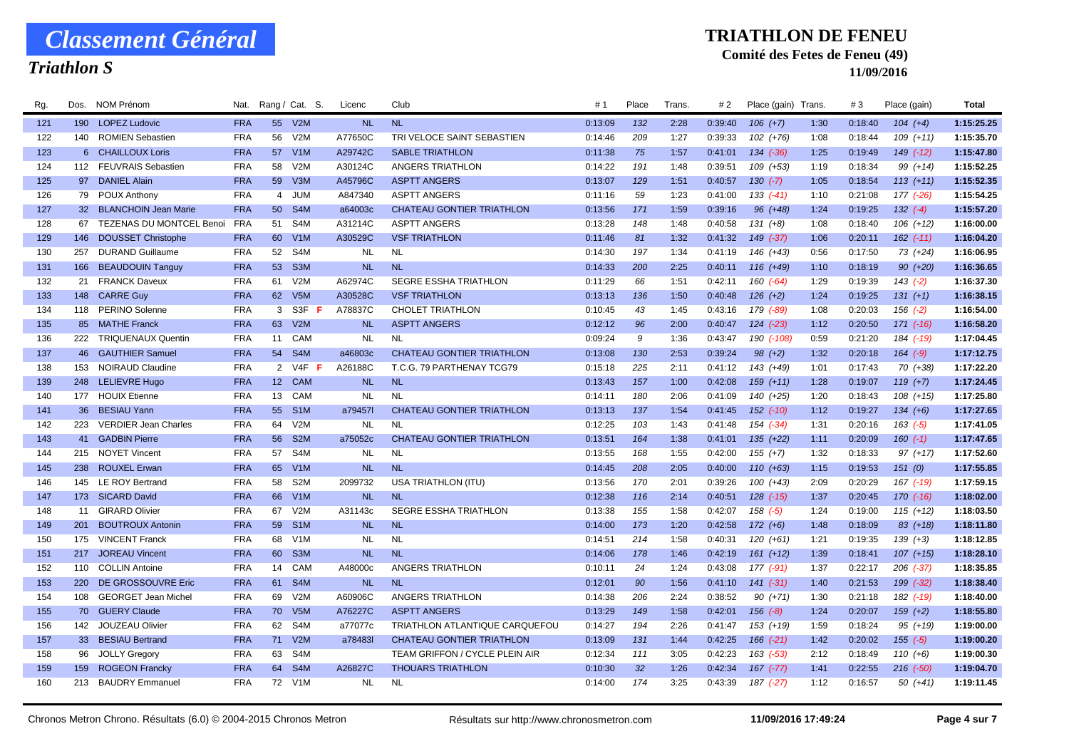# Classement Général

## Triathlon S

**TRIATHLON DE FENEU**

**Comité des Fetes de Feneu (49)**

**11/09/2016**

| Rg. | Dos. | NOM Prénom | Nat. | Rang / Cat. | | S. | Licenc | Club | # 1 | Place | Trans. | # 2 | Place (gain) | Trans. | # 3 | Place (gain) | Total |
|---|---|---|---|---|---|---|---|---|---|---|---|---|---|---|---|---|---|
| 121 | 190 | LOPEZ Ludovic | FRA | 55 | V2M | | NL | NL | 0:13:09 | 132 | 2:28 | 0:39:40 | 106 (+7) | 1:30 | 0:18:40 | 104 (+4) | 1:15:25.25 |
| 122 | 140 | ROMIEN Sebastien | FRA | 56 | V2M | | A77650C | TRI VELOCE SAINT SEBASTIEN | 0:14:46 | 209 | 1:27 | 0:39:33 | 102 (+76) | 1:08 | 0:18:44 | 109 (+11) | 1:15:35.70 |
| 123 | 6 | CHAILLOUX Loris | FRA | 57 | V1M | | A29742C | SABLE TRIATHLON | 0:11:38 | 75 | 1:57 | 0:41:01 | 134 (-36) | 1:25 | 0:19:49 | 149 (-12) | 1:15:47.80 |
| 124 | 112 | FEUVRAIS Sebastien | FRA | 58 | V2M | | A30124C | ANGERS TRIATHLON | 0:14:22 | 191 | 1:48 | 0:39:51 | 109 (+53) | 1:19 | 0:18:34 | 99 (+14) | 1:15:52.25 |
| 125 | 97 | DANIEL Alain | FRA | 59 | V3M | | A45796C | ASPTT ANGERS | 0:13:07 | 129 | 1:51 | 0:40:57 | 130 (-7) | 1:05 | 0:18:54 | 113 (+11) | 1:15:52.35 |
| 126 | 79 | POUX Anthony | FRA | 4 | JUM | | A847340 | ASPTT ANGERS | 0:11:16 | 59 | 1:23 | 0:41:00 | 133 (-41) | 1:10 | 0:21:08 | 177 (-26) | 1:15:54.25 |
| 127 | 32 | BLANCHOIN Jean Marie | FRA | 50 | S4M | | a64003c | CHATEAU GONTIER TRIATHLON | 0:13:56 | 171 | 1:59 | 0:39:16 | 96 (+48) | 1:24 | 0:19:25 | 132 (-4) | 1:15:57.20 |
| 128 | 67 | TEZENAS DU MONTCEL Benoi | FRA | 51 | S4M | | A31214C | ASPTT ANGERS | 0:13:28 | 148 | 1:48 | 0:40:58 | 131 (+8) | 1:08 | 0:18:40 | 106 (+12) | 1:16:00.00 |
| 129 | 146 | DOUSSET Christophe | FRA | 60 | V1M | | A30529C | VSF TRIATHLON | 0:11:46 | 81 | 1:32 | 0:41:32 | 149 (-37) | 1:06 | 0:20:11 | 162 (-11) | 1:16:04.20 |
| 130 | 257 | DURAND Guillaume | FRA | 52 | S4M | | NL | NL | 0:14:30 | 197 | 1:34 | 0:41:19 | 146 (+43) | 0:56 | 0:17:50 | 73 (+24) | 1:16:06.95 |
| 131 | 166 | BEAUDOUIN Tanguy | FRA | 53 | S3M | | NL | NL | 0:14:33 | 200 | 2:25 | 0:40:11 | 116 (+49) | 1:10 | 0:18:19 | 90 (+20) | 1:16:36.65 |
| 132 | 21 | FRANCK Daveux | FRA | 61 | V2M | | A62974C | SEGRE ESSHA TRIATHLON | 0:11:29 | 66 | 1:51 | 0:42:11 | 160 (-64) | 1:29 | 0:19:39 | 143 (-2) | 1:16:37.30 |
| 133 | 148 | CARRE Guy | FRA | 62 | V5M | | A30528C | VSF TRIATHLON | 0:13:13 | 136 | 1:50 | 0:40:48 | 126 (+2) | 1:24 | 0:19:25 | 131 (+1) | 1:16:38.15 |
| 134 | 118 | PERINO Solenne | FRA | 3 | S3F | F | A78837C | CHOLET TRIATHLON | 0:10:45 | 43 | 1:45 | 0:43:16 | 179 (-89) | 1:08 | 0:20:03 | 156 (-2) | 1:16:54.00 |
| 135 | 85 | MATHE Franck | FRA | 63 | V2M | | NL | ASPTT ANGERS | 0:12:12 | 96 | 2:00 | 0:40:47 | 124 (-23) | 1:12 | 0:20:50 | 171 (-16) | 1:16:58.20 |
| 136 | 222 | TRIQUENAUX Quentin | FRA | 11 | CAM | | NL | NL | 0:09:24 | 9 | 1:36 | 0:43:47 | 190 (-108) | 0:59 | 0:21:20 | 184 (-19) | 1:17:04.45 |
| 137 | 46 | GAUTHIER Samuel | FRA | 54 | S4M | | a46803c | CHATEAU GONTIER TRIATHLON | 0:13:08 | 130 | 2:53 | 0:39:24 | 98 (+2) | 1:32 | 0:20:18 | 164 (-9) | 1:17:12.75 |
| 138 | 153 | NOIRAUD Claudine | FRA | 2 | V4F | F | A26188C | T.C.G. 79 PARTHENAY TCG79 | 0:15:18 | 225 | 2:11 | 0:41:12 | 143 (+49) | 1:01 | 0:17:43 | 70 (+38) | 1:17:22.20 |
| 139 | 248 | LELIEVRE Hugo | FRA | 12 | CAM | | NL | NL | 0:13:43 | 157 | 1:00 | 0:42:08 | 159 (+11) | 1:28 | 0:19:07 | 119 (+7) | 1:17:24.45 |
| 140 | 177 | HOUIX Etienne | FRA | 13 | CAM | | NL | NL | 0:14:11 | 180 | 2:06 | 0:41:09 | 140 (+25) | 1:20 | 0:18:43 | 108 (+15) | 1:17:25.80 |
| 141 | 36 | BESIAU Yann | FRA | 55 | S1M | | a79457l | CHATEAU GONTIER TRIATHLON | 0:13:13 | 137 | 1:54 | 0:41:45 | 152 (-10) | 1:12 | 0:19:27 | 134 (+6) | 1:17:27.65 |
| 142 | 223 | VERDIER Jean Charles | FRA | 64 | V2M | | NL | NL | 0:12:25 | 103 | 1:43 | 0:41:48 | 154 (-34) | 1:31 | 0:20:16 | 163 (-5) | 1:17:41.05 |
| 143 | 41 | GADBIN Pierre | FRA | 56 | S2M | | a75052c | CHATEAU GONTIER TRIATHLON | 0:13:51 | 164 | 1:38 | 0:41:01 | 135 (+22) | 1:11 | 0:20:09 | 160 (-1) | 1:17:47.65 |
| 144 | 215 | NOYET Vincent | FRA | 57 | S4M | | NL | NL | 0:13:55 | 168 | 1:55 | 0:42:00 | 155 (+7) | 1:32 | 0:18:33 | 97 (+17) | 1:17:52.60 |
| 145 | 238 | ROUXEL Erwan | FRA | 65 | V1M | | NL | NL | 0:14:45 | 208 | 2:05 | 0:40:00 | 110 (+63) | 1:15 | 0:19:53 | 151 (0) | 1:17:55.85 |
| 146 | 145 | LE ROY Bertrand | FRA | 58 | S2M | | 2099732 | USA TRIATHLON (ITU) | 0:13:56 | 170 | 2:01 | 0:39:26 | 100 (+43) | 2:09 | 0:20:29 | 167 (-19) | 1:17:59.15 |
| 147 | 173 | SICARD David | FRA | 66 | V1M | | NL | NL | 0:12:38 | 116 | 2:14 | 0:40:51 | 128 (-15) | 1:37 | 0:20:45 | 170 (-16) | 1:18:02.00 |
| 148 | 11 | GIRARD Olivier | FRA | 67 | V2M | | A31143c | SEGRE ESSHA TRIATHLON | 0:13:38 | 155 | 1:58 | 0:42:07 | 158 (-5) | 1:24 | 0:19:00 | 115 (+12) | 1:18:03.50 |
| 149 | 201 | BOUTROUX Antonin | FRA | 59 | S1M | | NL | NL | 0:14:00 | 173 | 1:20 | 0:42:58 | 172 (+6) | 1:48 | 0:18:09 | 83 (+18) | 1:18:11.80 |
| 150 | 175 | VINCENT Franck | FRA | 68 | V1M | | NL | NL | 0:14:51 | 214 | 1:58 | 0:40:31 | 120 (+61) | 1:21 | 0:19:35 | 139 (+3) | 1:18:12.85 |
| 151 | 217 | JOREAU Vincent | FRA | 60 | S3M | | NL | NL | 0:14:06 | 178 | 1:46 | 0:42:19 | 161 (+12) | 1:39 | 0:18:41 | 107 (+15) | 1:18:28.10 |
| 152 | 110 | COLLIN Antoine | FRA | 14 | CAM | | A48000c | ANGERS TRIATHLON | 0:10:11 | 24 | 1:24 | 0:43:08 | 177 (-91) | 1:37 | 0:22:17 | 206 (-37) | 1:18:35.85 |
| 153 | 220 | DE GROSSOUVRE Eric | FRA | 61 | S4M | | NL | NL | 0:12:01 | 90 | 1:56 | 0:41:10 | 141 (-31) | 1:40 | 0:21:53 | 199 (-32) | 1:18:38.40 |
| 154 | 108 | GEORGET Jean Michel | FRA | 69 | V2M | | A60906C | ANGERS TRIATHLON | 0:14:38 | 206 | 2:24 | 0:38:52 | 90 (+71) | 1:30 | 0:21:18 | 182 (-19) | 1:18:40.00 |
| 155 | 70 | GUERY Claude | FRA | 70 | V5M | | A76227C | ASPTT ANGERS | 0:13:29 | 149 | 1:58 | 0:42:01 | 156 (-8) | 1:24 | 0:20:07 | 159 (+2) | 1:18:55.80 |
| 156 | 142 | JOUZEAU Olivier | FRA | 62 | S4M | | a77077c | TRIATHLON ATLANTIQUE CARQUEFOU | 0:14:27 | 194 | 2:26 | 0:41:47 | 153 (+19) | 1:59 | 0:18:24 | 95 (+19) | 1:19:00.00 |
| 157 | 33 | BESIAU Bertrand | FRA | 71 | V2M | | a78483l | CHATEAU GONTIER TRIATHLON | 0:13:09 | 131 | 1:44 | 0:42:25 | 166 (-21) | 1:42 | 0:20:02 | 155 (-5) | 1:19:00.20 |
| 158 | 96 | JOLLY Gregory | FRA | 63 | S4M | | | TEAM GRIFFON / CYCLE PLEIN AIR | 0:12:34 | 111 | 3:05 | 0:42:23 | 163 (-53) | 2:12 | 0:18:49 | 110 (+6) | 1:19:00.30 |
| 159 | 159 | ROGEON Francky | FRA | 64 | S4M | | A26827C | THOUARS TRIATHLON | 0:10:30 | 32 | 1:26 | 0:42:34 | 167 (-77) | 1:41 | 0:22:55 | 216 (-50) | 1:19:04.70 |
| 160 | 213 | BAUDRY Emmanuel | FRA | 72 | V1M | | NL | NL | 0:14:00 | 174 | 3:25 | 0:43:39 | 187 (-27) | 1:12 | 0:16:57 | 50 (+41) | 1:19:11.45 |

Chronos Metron Chrono. Résultats (6.0) © 2004-2015 Chronos Metron — Résultats sur http://www.chronosmetron.com — 11/09/2016 17:49:24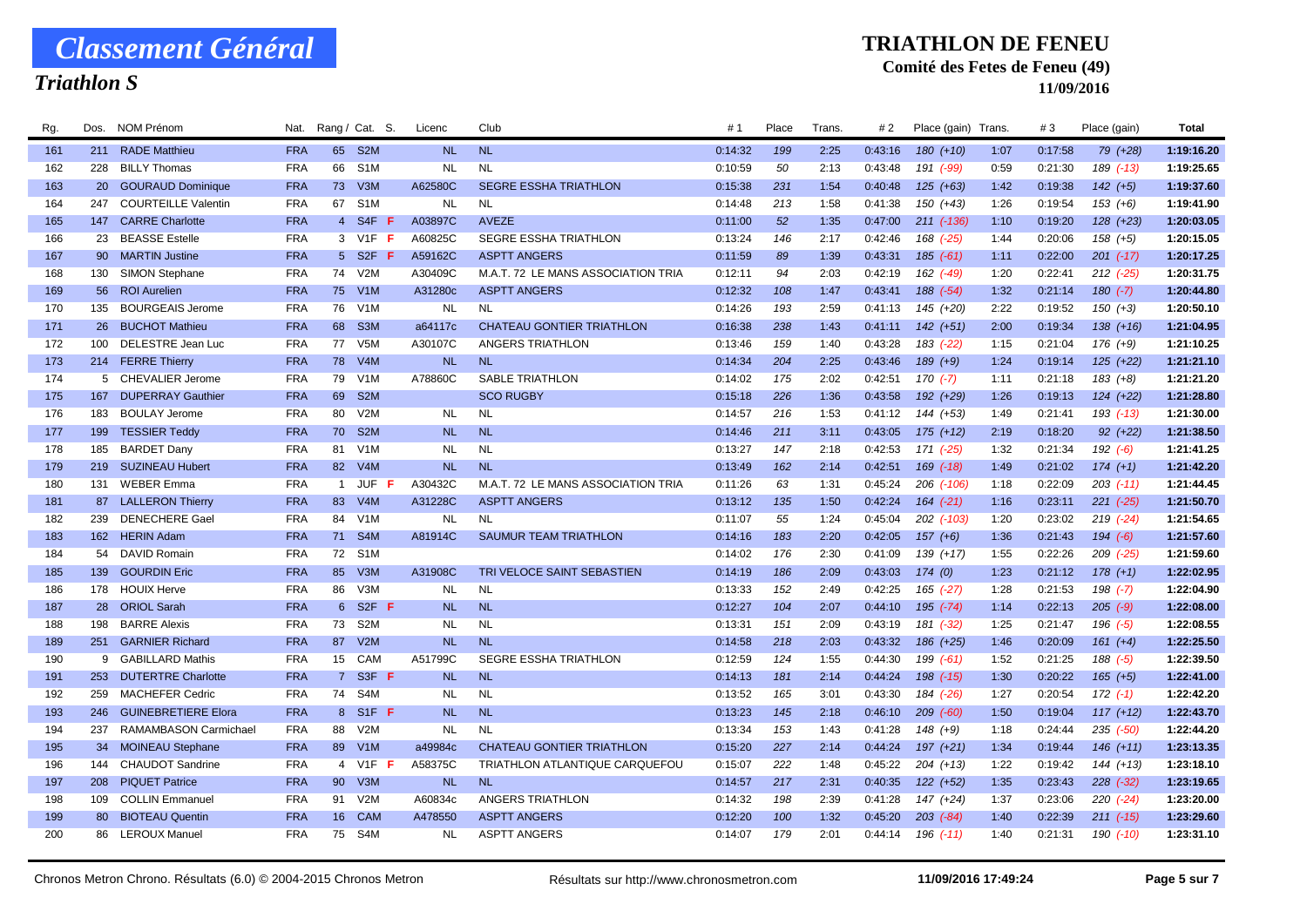# Classement Général

## Triathlon S

**TRIATHLON DE FENEU**

**Comité des Fetes de Feneu (49)**

**11/09/2016**

| Rg. | Dos. | NOM Prénom | Nat. | Rang / Cat. | | S. | Licenc | Club | # 1 | Place | Trans. | # 2 | Place (gain) | Trans. | # 3 | Place (gain) | Total |
|---|---|---|---|---|---|---|---|---|---|---|---|---|---|---|---|---|---|
| 161 | 211 | RADE Matthieu | FRA | 65 | S2M | | NL | NL | 0:14:32 | 199 | 2:25 | 0:43:16 | 180 (+10) | 1:07 | 0:17:58 | 79 (+28) | 1:19:16.20 |
| 162 | 228 | BILLY Thomas | FRA | 66 | S1M | | NL | NL | 0:10:59 | 50 | 2:13 | 0:43:48 | 191 (-99) | 0:59 | 0:21:30 | 189 (-13) | 1:19:25.65 |
| 163 | 20 | GOURAUD Dominique | FRA | 73 | V3M | | A62580C | SEGRE ESSHA TRIATHLON | 0:15:38 | 231 | 1:54 | 0:40:48 | 125 (+63) | 1:42 | 0:19:38 | 142 (+5) | 1:19:37.60 |
| 164 | 247 | COURTEILLE Valentin | FRA | 67 | S1M | | NL | NL | 0:14:48 | 213 | 1:58 | 0:41:38 | 150 (+43) | 1:26 | 0:19:54 | 153 (+6) | 1:19:41.90 |
| 165 | 147 | CARRE Charlotte | FRA | 4 | S4F | F | A03897C | AVEZE | 0:11:00 | 52 | 1:35 | 0:47:00 | 211 (-136) | 1:10 | 0:19:20 | 128 (+23) | 1:20:03.05 |
| 166 | 23 | BEASSE Estelle | FRA | 3 | V1F | F | A60825C | SEGRE ESSHA TRIATHLON | 0:13:24 | 146 | 2:17 | 0:42:46 | 168 (-25) | 1:44 | 0:20:06 | 158 (+5) | 1:20:15.05 |
| 167 | 90 | MARTIN Justine | FRA | 5 | S2F | F | A59162C | ASPTT ANGERS | 0:11:59 | 89 | 1:39 | 0:43:31 | 185 (-61) | 1:11 | 0:22:00 | 201 (-17) | 1:20:17.25 |
| 168 | 130 | SIMON Stephane | FRA | 74 | V2M | | A30409C | M.A.T. 72 LE MANS ASSOCIATION TRIA | 0:12:11 | 94 | 2:03 | 0:42:19 | 162 (-49) | 1:20 | 0:22:41 | 212 (-25) | 1:20:31.75 |
| 169 | 56 | ROI Aurelien | FRA | 75 | V1M | | A31280c | ASPTT ANGERS | 0:12:32 | 108 | 1:47 | 0:43:41 | 188 (-54) | 1:32 | 0:21:14 | 180 (-7) | 1:20:44.80 |
| 170 | 135 | BOURGEAIS Jerome | FRA | 76 | V1M | | NL | NL | 0:14:26 | 193 | 2:59 | 0:41:13 | 145 (+20) | 2:22 | 0:19:52 | 150 (+3) | 1:20:50.10 |
| 171 | 26 | BUCHOT Mathieu | FRA | 68 | S3M | | a64117c | CHATEAU GONTIER TRIATHLON | 0:16:38 | 238 | 1:43 | 0:41:11 | 142 (+51) | 2:00 | 0:19:34 | 138 (+16) | 1:21:04.95 |
| 172 | 100 | DELESTRE Jean Luc | FRA | 77 | V5M | | A30107C | ANGERS TRIATHLON | 0:13:46 | 159 | 1:40 | 0:43:28 | 183 (-22) | 1:15 | 0:21:04 | 176 (+9) | 1:21:10.25 |
| 173 | 214 | FERRE Thierry | FRA | 78 | V4M | | NL | NL | 0:14:34 | 204 | 2:25 | 0:43:46 | 189 (+9) | 1:24 | 0:19:14 | 125 (+22) | 1:21:21.10 |
| 174 | 5 | CHEVALIER Jerome | FRA | 79 | V1M | | A78860C | SABLE TRIATHLON | 0:14:02 | 175 | 2:02 | 0:42:51 | 170 (-7) | 1:11 | 0:21:18 | 183 (+8) | 1:21:21.20 |
| 175 | 167 | DUPERRAY Gauthier | FRA | 69 | S2M | | | SCO RUGBY | 0:15:18 | 226 | 1:36 | 0:43:58 | 192 (+29) | 1:26 | 0:19:13 | 124 (+22) | 1:21:28.80 |
| 176 | 183 | BOULAY Jerome | FRA | 80 | V2M | | NL | NL | 0:14:57 | 216 | 1:53 | 0:41:12 | 144 (+53) | 1:49 | 0:21:41 | 193 (-13) | 1:21:30.00 |
| 177 | 199 | TESSIER Teddy | FRA | 70 | S2M | | NL | NL | 0:14:46 | 211 | 3:11 | 0:43:05 | 175 (+12) | 2:19 | 0:18:20 | 92 (+22) | 1:21:38.50 |
| 178 | 185 | BARDET Dany | FRA | 81 | V1M | | NL | NL | 0:13:27 | 147 | 2:18 | 0:42:53 | 171 (-25) | 1:32 | 0:21:34 | 192 (-6) | 1:21:41.25 |
| 179 | 219 | SUZINEAU Hubert | FRA | 82 | V4M | | NL | NL | 0:13:49 | 162 | 2:14 | 0:42:51 | 169 (-18) | 1:49 | 0:21:02 | 174 (+1) | 1:21:42.20 |
| 180 | 131 | WEBER Emma | FRA | 1 | JUF | F | A30432C | M.A.T. 72 LE MANS ASSOCIATION TRIA | 0:11:26 | 63 | 1:31 | 0:45:24 | 206 (-106) | 1:18 | 0:22:09 | 203 (-11) | 1:21:44.45 |
| 181 | 87 | LALLERON Thierry | FRA | 83 | V4M | | A31228C | ASPTT ANGERS | 0:13:12 | 135 | 1:50 | 0:42:24 | 164 (-21) | 1:16 | 0:23:11 | 221 (-25) | 1:21:50.70 |
| 182 | 239 | DENECHERE Gael | FRA | 84 | V1M | | NL | NL | 0:11:07 | 55 | 1:24 | 0:45:04 | 202 (-103) | 1:20 | 0:23:02 | 219 (-24) | 1:21:54.65 |
| 183 | 162 | HERIN Adam | FRA | 71 | S4M | | A81914C | SAUMUR TEAM TRIATHLON | 0:14:16 | 183 | 2:20 | 0:42:05 | 157 (+6) | 1:36 | 0:21:43 | 194 (-6) | 1:21:57.60 |
| 184 | 54 | DAVID Romain | FRA | 72 | S1M | | | | 0:14:02 | 176 | 2:30 | 0:41:09 | 139 (+17) | 1:55 | 0:22:26 | 209 (-25) | 1:21:59.60 |
| 185 | 139 | GOURDIN Eric | FRA | 85 | V3M | | A31908C | TRI VELOCE SAINT SEBASTIEN | 0:14:19 | 186 | 2:09 | 0:43:03 | 174 (0) | 1:23 | 0:21:12 | 178 (+1) | 1:22:02.95 |
| 186 | 178 | HOUIX Herve | FRA | 86 | V3M | | NL | NL | 0:13:33 | 152 | 2:49 | 0:42:25 | 165 (-27) | 1:28 | 0:21:53 | 198 (-7) | 1:22:04.90 |
| 187 | 28 | ORIOL Sarah | FRA | 6 | S2F | F | NL | NL | 0:12:27 | 104 | 2:07 | 0:44:10 | 195 (-74) | 1:14 | 0:22:13 | 205 (-9) | 1:22:08.00 |
| 188 | 198 | BARRE Alexis | FRA | 73 | S2M | | NL | NL | 0:13:31 | 151 | 2:09 | 0:43:19 | 181 (-32) | 1:25 | 0:21:47 | 196 (-5) | 1:22:08.55 |
| 189 | 251 | GARNIER Richard | FRA | 87 | V2M | | NL | NL | 0:14:58 | 218 | 2:03 | 0:43:32 | 186 (+25) | 1:46 | 0:20:09 | 161 (+4) | 1:22:25.50 |
| 190 | 9 | GABILLARD Mathis | FRA | 15 | CAM | | A51799C | SEGRE ESSHA TRIATHLON | 0:12:59 | 124 | 1:55 | 0:44:30 | 199 (-61) | 1:52 | 0:21:25 | 188 (-5) | 1:22:39.50 |
| 191 | 253 | DUTERTRE Charlotte | FRA | 7 | S3F | F | NL | NL | 0:14:13 | 181 | 2:14 | 0:44:24 | 198 (-15) | 1:30 | 0:20:22 | 165 (+5) | 1:22:41.00 |
| 192 | 259 | MACHEFER Cedric | FRA | 74 | S4M | | NL | NL | 0:13:52 | 165 | 3:01 | 0:43:30 | 184 (-26) | 1:27 | 0:20:54 | 172 (-1) | 1:22:42.20 |
| 193 | 246 | GUINEBRETIERE Elora | FRA | 8 | S1F | F | NL | NL | 0:13:23 | 145 | 2:18 | 0:46:10 | 209 (-60) | 1:50 | 0:19:04 | 117 (+12) | 1:22:43.70 |
| 194 | 237 | RAMAMBASON Carmichael | FRA | 88 | V2M | | NL | NL | 0:13:34 | 153 | 1:43 | 0:41:28 | 148 (+9) | 1:18 | 0:24:44 | 235 (-50) | 1:22:44.20 |
| 195 | 34 | MOINEAU Stephane | FRA | 89 | V1M | | a49984c | CHATEAU GONTIER TRIATHLON | 0:15:20 | 227 | 2:14 | 0:44:24 | 197 (+21) | 1:34 | 0:19:44 | 146 (+11) | 1:23:13.35 |
| 196 | 144 | CHAUDOT Sandrine | FRA | 4 | V1F | F | A58375C | TRIATHLON ATLANTIQUE CARQUEFOU | 0:15:07 | 222 | 1:48 | 0:45:22 | 204 (+13) | 1:22 | 0:19:42 | 144 (+13) | 1:23:18.10 |
| 197 | 208 | PIQUET Patrice | FRA | 90 | V3M | | NL | NL | 0:14:57 | 217 | 2:31 | 0:40:35 | 122 (+52) | 1:35 | 0:23:43 | 228 (-32) | 1:23:19.65 |
| 198 | 109 | COLLIN Emmanuel | FRA | 91 | V2M | | A60834c | ANGERS TRIATHLON | 0:14:32 | 198 | 2:39 | 0:41:28 | 147 (+24) | 1:37 | 0:23:06 | 220 (-24) | 1:23:20.00 |
| 199 | 80 | BIOTEAU Quentin | FRA | 16 | CAM | | A478550 | ASPTT ANGERS | 0:12:20 | 100 | 1:32 | 0:45:20 | 203 (-84) | 1:40 | 0:22:39 | 211 (-15) | 1:23:29.60 |
| 200 | 86 | LEROUX Manuel | FRA | 75 | S4M | | NL | ASPTT ANGERS | 0:14:07 | 179 | 2:01 | 0:44:14 | 196 (-11) | 1:40 | 0:21:31 | 190 (-10) | 1:23:31.10 |

Chronos Metron Chrono. Résultats (6.0) © 2004-2015 Chronos Metron — Résultats sur http://www.chronosmetron.com — 11/09/2016 17:49:24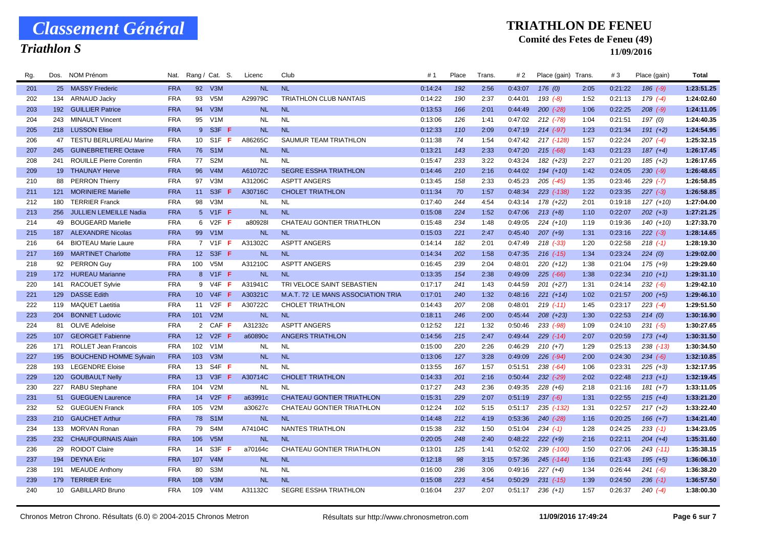# Classement Général

## Triathlon S

**TRIATHLON DE FENEU**

**Comité des Fetes de Feneu (49)**

**11/09/2016**

| Rg. | Dos. | NOM Prénom | Nat. | Rang / Cat. | S. | Licenc | Club | # 1 | Place | Trans. | # 2 | Place (gain) | Trans. | # 3 | Place (gain) | Total |
|---|---|---|---|---|---|---|---|---|---|---|---|---|---|---|---|---|
| 201 | 25 | MASSY Frederic | FRA | 92 V3M | | NL | NL | 0:14:24 | 192 | 2:56 | 0:43:07 | 176 (0) | 2:05 | 0:21:22 | 186 (-9) | 1:23:51.25 |
| 202 | 134 | ARNAUD Jacky | FRA | 93 V5M | | A29979C | TRIATHLON CLUB NANTAIS | 0:14:22 | 190 | 2:37 | 0:44:01 | 193 (-8) | 1:52 | 0:21:13 | 179 (-4) | 1:24:02.60 |
| 203 | 192 | GUILLIER Patrice | FRA | 94 V3M | | NL | NL | 0:13:53 | 166 | 2:01 | 0:44:49 | 200 (-28) | 1:06 | 0:22:25 | 208 (-9) | 1:24:11.05 |
| 204 | 243 | MINAULT Vincent | FRA | 95 V1M | | NL | NL | 0:13:06 | 126 | 1:41 | 0:47:02 | 212 (-78) | 1:04 | 0:21:51 | 197 (0) | 1:24:40.35 |
| 205 | 218 | LUSSON Elise | FRA | 9 S3F | F | NL | NL | 0:12:33 | 110 | 2:09 | 0:47:19 | 214 (-97) | 1:23 | 0:21:34 | 191 (+2) | 1:24:54.95 |
| 206 | 47 | TESTU BERLUREAU Marine | FRA | 10 S1F | F | A86265C | SAUMUR TEAM TRIATHLON | 0:11:38 | 74 | 1:54 | 0:47:42 | 217 (-128) | 1:57 | 0:22:24 | 207 (-4) | 1:25:32.15 |
| 207 | 245 | GUINEBRETIERE Octave | FRA | 76 S1M | | NL | NL | 0:13:21 | 143 | 2:33 | 0:47:20 | 215 (-68) | 1:43 | 0:21:23 | 187 (+4) | 1:26:17.45 |
| 208 | 241 | ROUILLE Pierre Corentin | FRA | 77 S2M | | NL | NL | 0:15:47 | 233 | 3:22 | 0:43:24 | 182 (+23) | 2:27 | 0:21:20 | 185 (+2) | 1:26:17.65 |
| 209 | 19 | THAUNAY Herve | FRA | 96 V4M | | A61072C | SEGRE ESSHA TRIATHLON | 0:14:46 | 210 | 2:16 | 0:44:02 | 194 (+10) | 1:42 | 0:24:05 | 230 (-9) | 1:26:48.65 |
| 210 | 88 | PERRON Thierry | FRA | 97 V3M | | A31206C | ASPTT ANGERS | 0:13:45 | 158 | 2:33 | 0:45:23 | 205 (-45) | 1:35 | 0:23:46 | 229 (-7) | 1:26:58.85 |
| 211 | 121 | MORINIERE Marielle | FRA | 11 S3F | F | A30716C | CHOLET TRIATHLON | 0:11:34 | 70 | 1:57 | 0:48:34 | 223 (-138) | 1:22 | 0:23:35 | 227 (-3) | 1:26:58.85 |
| 212 | 180 | TERRIER Franck | FRA | 98 V3M | | NL | NL | 0:17:40 | 244 | 4:54 | 0:43:14 | 178 (+22) | 2:01 | 0:19:18 | 127 (+10) | 1:27:04.00 |
| 213 | 256 | JULLIEN LEMEILLE Nadia | FRA | 5 V1F | F | NL | NL | 0:15:08 | 224 | 1:52 | 0:47:06 | 213 (+8) | 1:10 | 0:22:07 | 202 (+3) | 1:27:21.25 |
| 214 | 49 | BOUGEARD Marielle | FRA | 6 V2F | F | a80928I | CHATEAU GONTIER TRIATHLON | 0:15:48 | 234 | 1:48 | 0:49:05 | 224 (+10) | 1:19 | 0:19:36 | 140 (+10) | 1:27:33.70 |
| 215 | 187 | ALEXANDRE Nicolas | FRA | 99 V1M | | NL | NL | 0:15:03 | 221 | 2:47 | 0:45:40 | 207 (+9) | 1:31 | 0:23:16 | 222 (-3) | 1:28:14.65 |
| 216 | 64 | BIOTEAU Marie Laure | FRA | 7 V1F | F | A31302C | ASPTT ANGERS | 0:14:14 | 182 | 2:01 | 0:47:49 | 218 (-33) | 1:20 | 0:22:58 | 218 (-1) | 1:28:19.30 |
| 217 | 169 | MARTINET Charlotte | FRA | 12 S3F | F | NL | NL | 0:14:34 | 202 | 1:58 | 0:47:35 | 216 (-15) | 1:34 | 0:23:24 | 224 (0) | 1:29:02.00 |
| 218 | 92 | PERRON Guy | FRA | 100 V5M | | A31210C | ASPTT ANGERS | 0:16:45 | 239 | 2:04 | 0:48:01 | 220 (+12) | 1:38 | 0:21:04 | 175 (+9) | 1:29:29.60 |
| 219 | 172 | HUREAU Marianne | FRA | 8 V1F | F | NL | NL | 0:13:35 | 154 | 2:38 | 0:49:09 | 225 (-66) | 1:38 | 0:22:34 | 210 (+1) | 1:29:31.10 |
| 220 | 141 | RACOUET Sylvie | FRA | 9 V4F | F | A31941C | TRI VELOCE SAINT SEBASTIEN | 0:17:17 | 241 | 1:43 | 0:44:59 | 201 (+27) | 1:31 | 0:24:14 | 232 (-6) | 1:29:42.10 |
| 221 | 129 | DASSE Edith | FRA | 10 V4F | F | A30321C | M.A.T. 72 LE MANS ASSOCIATION TRIA | 0:17:01 | 240 | 1:32 | 0:48:16 | 221 (+14) | 1:02 | 0:21:57 | 200 (+5) | 1:29:46.10 |
| 222 | 119 | MAQUET Laetitia | FRA | 11 V2F | F | A30722C | CHOLET TRIATHLON | 0:14:43 | 207 | 2:08 | 0:48:01 | 219 (-11) | 1:45 | 0:23:17 | 223 (-4) | 1:29:51.50 |
| 223 | 204 | BONNET Ludovic | FRA | 101 V2M | | NL | NL | 0:18:11 | 246 | 2:00 | 0:45:44 | 208 (+23) | 1:30 | 0:22:53 | 214 (0) | 1:30:16.90 |
| 224 | 81 | OLIVE Adeloise | FRA | 2 CAF | F | A31232c | ASPTT ANGERS | 0:12:52 | 121 | 1:32 | 0:50:46 | 233 (-98) | 1:09 | 0:24:10 | 231 (-5) | 1:30:27.65 |
| 225 | 107 | GEORGET Fabienne | FRA | 12 V2F | F | a60890c | ANGERS TRIATHLON | 0:14:56 | 215 | 2:47 | 0:49:44 | 229 (-14) | 2:07 | 0:20:59 | 173 (+4) | 1:30:31.50 |
| 226 | 171 | ROLLET Jean Francois | FRA | 102 V1M | | NL | NL | 0:15:00 | 220 | 2:26 | 0:46:29 | 210 (+7) | 1:29 | 0:25:13 | 238 (-13) | 1:30:34.50 |
| 227 | 195 | BOUCHEND HOMME Sylvain | FRA | 103 V3M | | NL | NL | 0:13:06 | 127 | 3:28 | 0:49:09 | 226 (-94) | 2:00 | 0:24:30 | 234 (-6) | 1:32:10.85 |
| 228 | 193 | LEGENDRE Eloise | FRA | 13 S4F | F | NL | NL | 0:13:55 | 167 | 1:57 | 0:51:51 | 238 (-64) | 1:06 | 0:23:31 | 225 (+3) | 1:32:17.95 |
| 229 | 120 | GOUBAULT Nelly | FRA | 13 V3F | F | A30714C | CHOLET TRIATHLON | 0:14:33 | 201 | 2:16 | 0:50:44 | 232 (-29) | 2:02 | 0:22:48 | 213 (+1) | 1:32:19.45 |
| 230 | 227 | RABU Stephane | FRA | 104 V2M | | NL | NL | 0:17:27 | 243 | 2:36 | 0:49:35 | 228 (+6) | 2:18 | 0:21:16 | 181 (+7) | 1:33:11.05 |
| 231 | 51 | GUEGUEN Laurence | FRA | 14 V2F | F | a63991c | CHATEAU GONTIER TRIATHLON | 0:15:31 | 229 | 2:07 | 0:51:19 | 237 (-6) | 1:31 | 0:22:55 | 215 (+4) | 1:33:21.20 |
| 232 | 52 | GUEGUEN Franck | FRA | 105 V2M | | a30627c | CHATEAU GONTIER TRIATHLON | 0:12:24 | 102 | 5:15 | 0:51:17 | 235 (-132) | 1:31 | 0:22:57 | 217 (+2) | 1:33:22.40 |
| 233 | 210 | GAUCHET Arthur | FRA | 78 S1M | | NL | NL | 0:14:48 | 212 | 4:19 | 0:53:36 | 240 (-28) | 1:16 | 0:20:25 | 166 (+7) | 1:34:21.40 |
| 234 | 133 | MORVAN Ronan | FRA | 79 S4M | | A74104C | NANTES TRIATHLON | 0:15:38 | 232 | 1:50 | 0:51:04 | 234 (-1) | 1:28 | 0:24:25 | 233 (-1) | 1:34:23.05 |
| 235 | 232 | CHAUFOURNAIS Alain | FRA | 106 V5M | | NL | NL | 0:20:05 | 248 | 2:40 | 0:48:22 | 222 (+9) | 2:16 | 0:22:11 | 204 (+4) | 1:35:31.60 |
| 236 | 29 | ROIDOT Claire | FRA | 14 S3F | F | a70164c | CHATEAU GONTIER TRIATHLON | 0:13:01 | 125 | 1:41 | 0:52:02 | 239 (-100) | 1:50 | 0:27:06 | 243 (-11) | 1:35:38.15 |
| 237 | 194 | DEYNA Eric | FRA | 107 V4M | | NL | NL | 0:12:18 | 98 | 3:15 | 0:57:36 | 245 (-144) | 1:16 | 0:21:43 | 195 (+5) | 1:36:06.10 |
| 238 | 191 | MEAUDE Anthony | FRA | 80 S3M | | NL | NL | 0:16:00 | 236 | 3:06 | 0:49:16 | 227 (+4) | 1:34 | 0:26:44 | 241 (-6) | 1:36:38.20 |
| 239 | 179 | TERRIER Eric | FRA | 108 V3M | | NL | NL | 0:15:08 | 223 | 4:54 | 0:50:29 | 231 (-15) | 1:39 | 0:24:50 | 236 (-1) | 1:36:57.50 |
| 240 | 10 | GABILLARD Bruno | FRA | 109 V4M | | A31132C | SEGRE ESSHA TRIATHLON | 0:16:04 | 237 | 2:07 | 0:51:17 | 236 (+1) | 1:57 | 0:26:37 | 240 (-4) | 1:38:00.30 |

Chronos Metron Chrono. Résultats (6.0) © 2004-2015 Chronos Metron — Résultats sur http://www.chronosmetron.com — 11/09/2016 17:49:24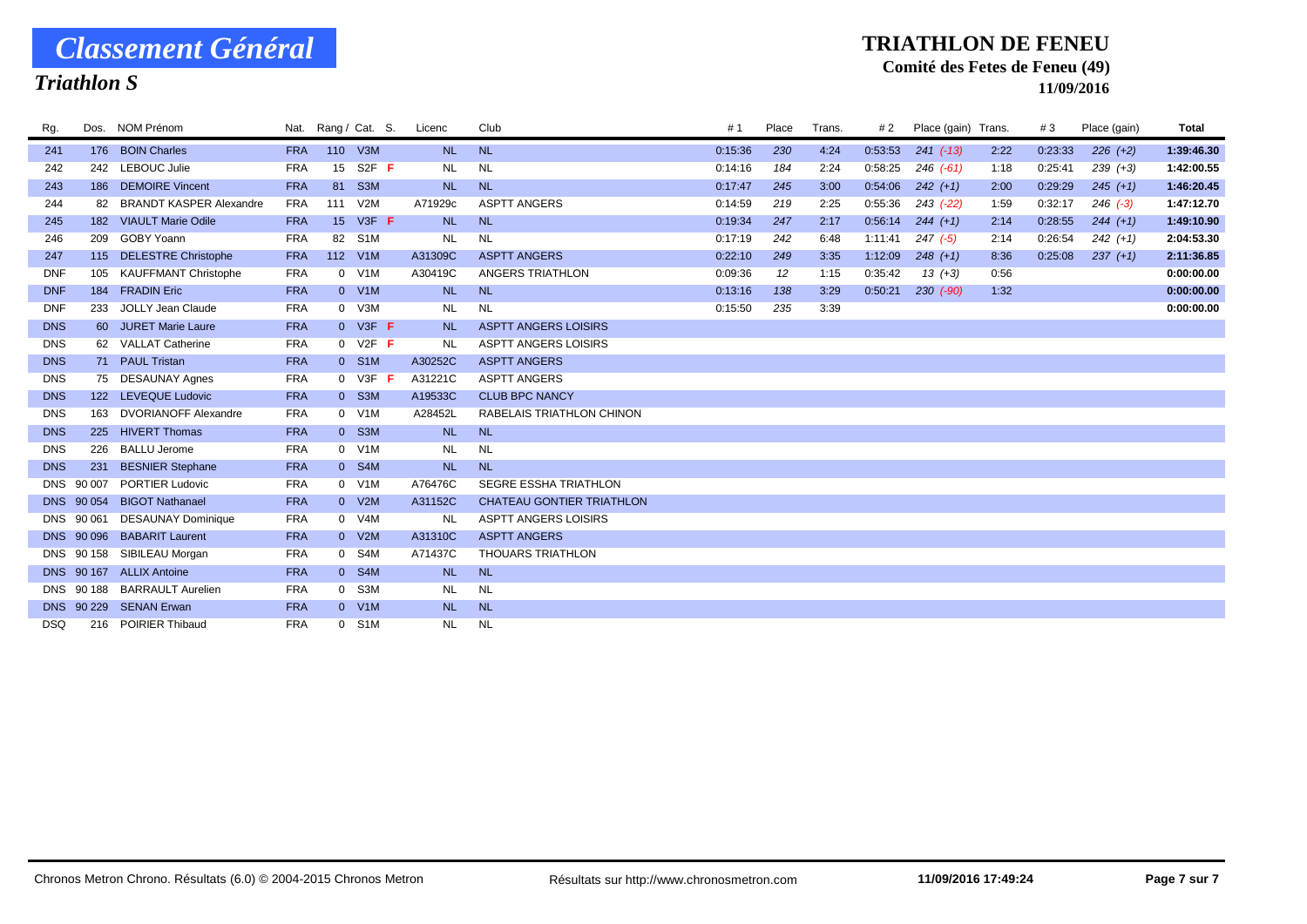# Classement Général

## Triathlon S

## TRIATHLON DE FENEU

**Comité des Fetes de Feneu (49)**

**11/09/2016**

| Rg. | Dos. | NOM Prénom | Nat. | Rang / Cat. | | S. | Licenc | Club | # 1 | Place | Trans. | # 2 | Place (gain) | Trans. | # 3 | Place (gain) | Total |
|---|---|---|---|---|---|---|---|---|---|---|---|---|---|---|---|---|---|
| 241 | 176 | BOIN Charles | FRA | 110 | V3M | | NL | NL | 0:15:36 | 230 | 4:24 | 0:53:53 | 241 (-13) | 2:22 | 0:23:33 | 226 (+2) | 1:39:46.30 |
| 242 | 242 | LEBOUC Julie | FRA | 15 | S2F | F | NL | NL | 0:14:16 | 184 | 2:24 | 0:58:25 | 246 (-61) | 1:18 | 0:25:41 | 239 (+3) | 1:42:00.55 |
| 243 | 186 | DEMOIRE Vincent | FRA | 81 | S3M | | NL | NL | 0:17:47 | 245 | 3:00 | 0:54:06 | 242 (+1) | 2:00 | 0:29:29 | 245 (+1) | 1:46:20.45 |
| 244 | 82 | BRANDT KASPER Alexandre | FRA | 111 | V2M | | A71929c | ASPTT ANGERS | 0:14:59 | 219 | 2:25 | 0:55:36 | 243 (-22) | 1:59 | 0:32:17 | 246 (-3) | 1:47:12.70 |
| 245 | 182 | VIAULT Marie Odile | FRA | 15 | V3F | F | NL | NL | 0:19:34 | 247 | 2:17 | 0:56:14 | 244 (+1) | 2:14 | 0:28:55 | 244 (+1) | 1:49:10.90 |
| 246 | 209 | GOBY Yoann | FRA | 82 | S1M | | NL | NL | 0:17:19 | 242 | 6:48 | 1:11:41 | 247 (-5) | 2:14 | 0:26:54 | 242 (+1) | 2:04:53.30 |
| 247 | 115 | DELESTRE Christophe | FRA | 112 | V1M | | A31309C | ASPTT ANGERS | 0:22:10 | 249 | 3:35 | 1:12:09 | 248 (+1) | 8:36 | 0:25:08 | 237 (+1) | 2:11:36.85 |
| DNF | 105 | KAUFFMANT Christophe | FRA | 0 | V1M | | A30419C | ANGERS TRIATHLON | 0:09:36 | 12 | 1:15 | 0:35:42 | 13 (+3) | 0:56 | | | 0:00:00.00 |
| DNF | 184 | FRADIN Eric | FRA | 0 | V1M | | NL | NL | 0:13:16 | 138 | 3:29 | 0:50:21 | 230 (-90) | 1:32 | | | 0:00:00.00 |
| DNF | 233 | JOLLY Jean Claude | FRA | 0 | V3M | | NL | NL | 0:15:50 | 235 | 3:39 | | | | | | 0:00:00.00 |
| DNS | 60 | JURET Marie Laure | FRA | 0 | V3F | F | NL | ASPTT ANGERS LOISIRS | | | | | | | | | |
| DNS | 62 | VALLAT Catherine | FRA | 0 | V2F | F | NL | ASPTT ANGERS LOISIRS | | | | | | | | | |
| DNS | 71 | PAUL Tristan | FRA | 0 | S1M | | A30252C | ASPTT ANGERS | | | | | | | | | |
| DNS | 75 | DESAUNAY Agnes | FRA | 0 | V3F | F | A31221C | ASPTT ANGERS | | | | | | | | | |
| DNS | 122 | LEVEQUE Ludovic | FRA | 0 | S3M | | A19533C | CLUB BPC NANCY | | | | | | | | | |
| DNS | 163 | DVORIANOFF Alexandre | FRA | 0 | V1M | | A28452L | RABELAIS TRIATHLON CHINON | | | | | | | | | |
| DNS | 225 | HIVERT Thomas | FRA | 0 | S3M | | NL | NL | | | | | | | | | |
| DNS | 226 | BALLU Jerome | FRA | 0 | V1M | | NL | NL | | | | | | | | | |
| DNS | 231 | BESNIER Stephane | FRA | 0 | S4M | | NL | NL | | | | | | | | | |
| DNS | 90 007 | PORTIER Ludovic | FRA | 0 | V1M | | A76476C | SEGRE ESSHA TRIATHLON | | | | | | | | | |
| DNS | 90 054 | BIGOT Nathanael | FRA | 0 | V2M | | A31152C | CHATEAU GONTIER TRIATHLON | | | | | | | | | |
| DNS | 90 061 | DESAUNAY Dominique | FRA | 0 | V4M | | NL | ASPTT ANGERS LOISIRS | | | | | | | | | |
| DNS | 90 096 | BABARIT Laurent | FRA | 0 | V2M | | A31310C | ASPTT ANGERS | | | | | | | | | |
| DNS | 90 158 | SIBILEAU Morgan | FRA | 0 | S4M | | A71437C | THOUARS TRIATHLON | | | | | | | | | |
| DNS | 90 167 | ALLIX Antoine | FRA | 0 | S4M | | NL | NL | | | | | | | | | |
| DNS | 90 188 | BARRAULT Aurelien | FRA | 0 | S3M | | NL | NL | | | | | | | | | |
| DNS | 90 229 | SENAN Erwan | FRA | 0 | V1M | | NL | NL | | | | | | | | | |
| DSQ | 216 | POIRIER Thibaud | FRA | 0 | S1M | | NL | NL | | | | | | | | | |

Chronos Metron Chrono. Résultats (6.0) © 2004-2015 Chronos Metron — Résultats sur http://www.chronosmetron.com — 11/09/2016 17:49:24